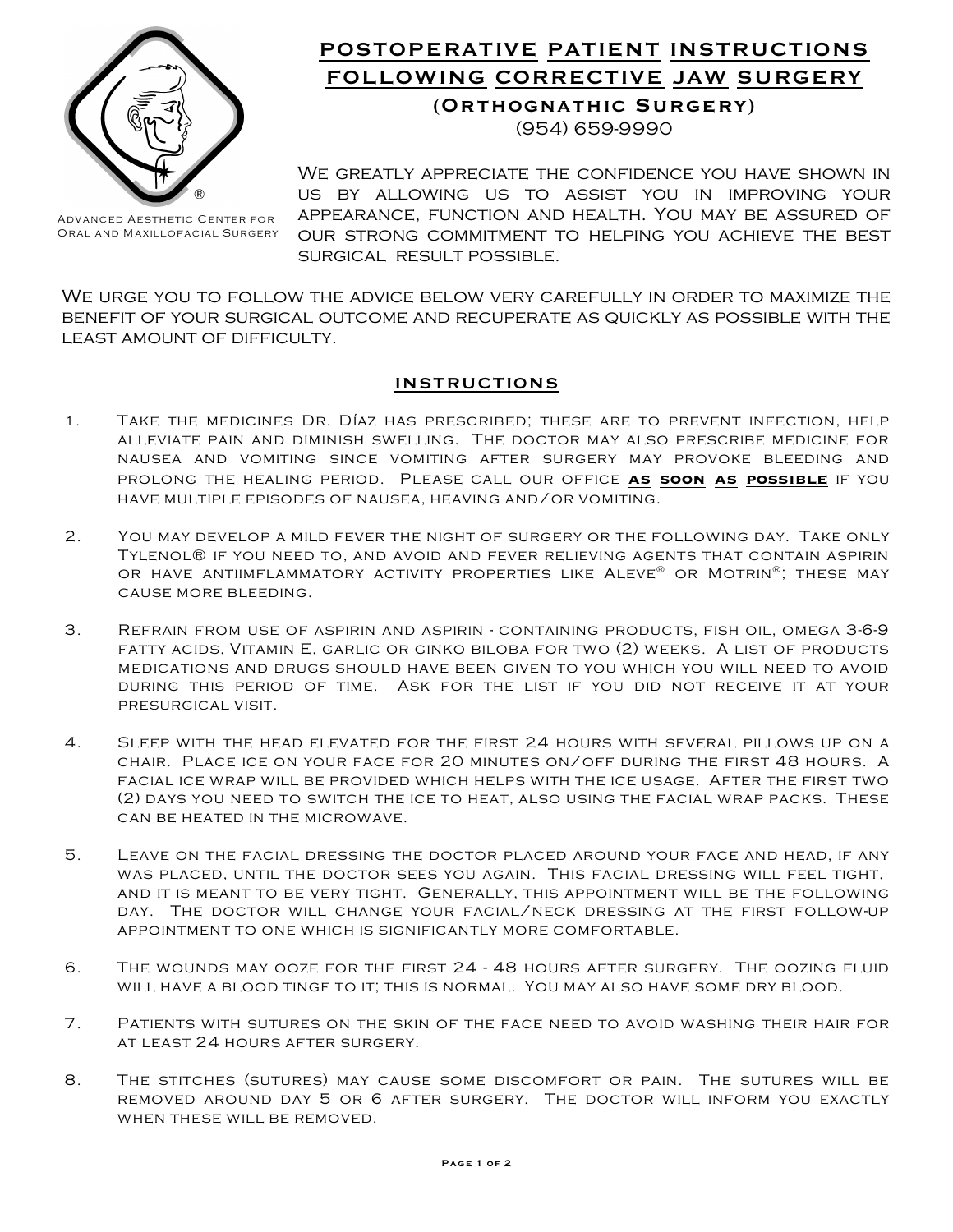# POSTOPERATIVE PATIENT INSTRUCTIONS FOLLOWING CORRECTIVE JAW SURGERY

## (Orthognathic Surgery)

(954) 659-9990

Advanced Aesthetic Center for Oral and Maxillofacial Surgery

We greatly appreciate the confidence you have shown in us by allowing us to assist you in improving your appearance, function and health. You may be assured of our strong commitment to helping you achieve the best surgical result possible.

We urge you to follow the advice below very carefully in order to maximize the benefit of your surgical outcome and recuperate as quickly as possible with the least amount of difficulty.

## INSTRUCTIONS

1. Take the medicines Dr. Díaz has prescribed; these are to prevent infection, help alleviate pain and diminish swelling. The doctor may also prescribe medicine for nausea and vomiting since vomiting after surgery may provoke bleeding and prolong the healing period. Please call our office **AS SOON AS POSSIBLE** if you have multiple episodes of nausea, heaving and/or vomiting.

2. You may develop a mild fever the night of surgery or the following day. Take only Tylenol® if you need to, and avoid and fever relieving agents that contain aspirin or have antiimflammatory activity properties like Aleve® or Motrin®; these may cause more bleeding.

3. Refrain from use of aspirin and aspirin - containing products, fish oil, omega 3-6-9 fatty acids, Vitamin E, garlic or ginko biloba for two (2) weeks. A list of products medications and drugs should have been given to you which you will need to avoid during this period of time. Ask for the list if you did not receive it at your presurgical visit.

4. Sleep with the head elevated for the first 24 hours with several pillows up on a chair. Place ice on your face for 20 minutes on/off during the first 48 hours. A facial ice wrap will be provided which helps with the ice usage. After the first two (2) days you need to switch the ice to heat, also using the facial wrap packs. These can be heated in the microwave.

5. Leave on the facial dressing the doctor placed around your face and head, if any was placed, until the doctor sees you again. This facial dressing will feel tight, and it is meant to be very tight. Generally, this appointment will be the following day. The doctor will change your facial/neck dressing at the first follow-up appointment to one which is significantly more comfortable.

6. The wounds may ooze for the first 24 - 48 hours after surgery. The oozing fluid will have a blood tinge to it; this is normal. You may also have some dry blood.

7. Patients with sutures on the skin of the face need to avoid washing their hair for at least 24 hours after surgery.

8. The stitches (sutures) may cause some discomfort or pain. The sutures will be removed around day 5 or 6 after surgery. The doctor will inform you exactly when these will be removed.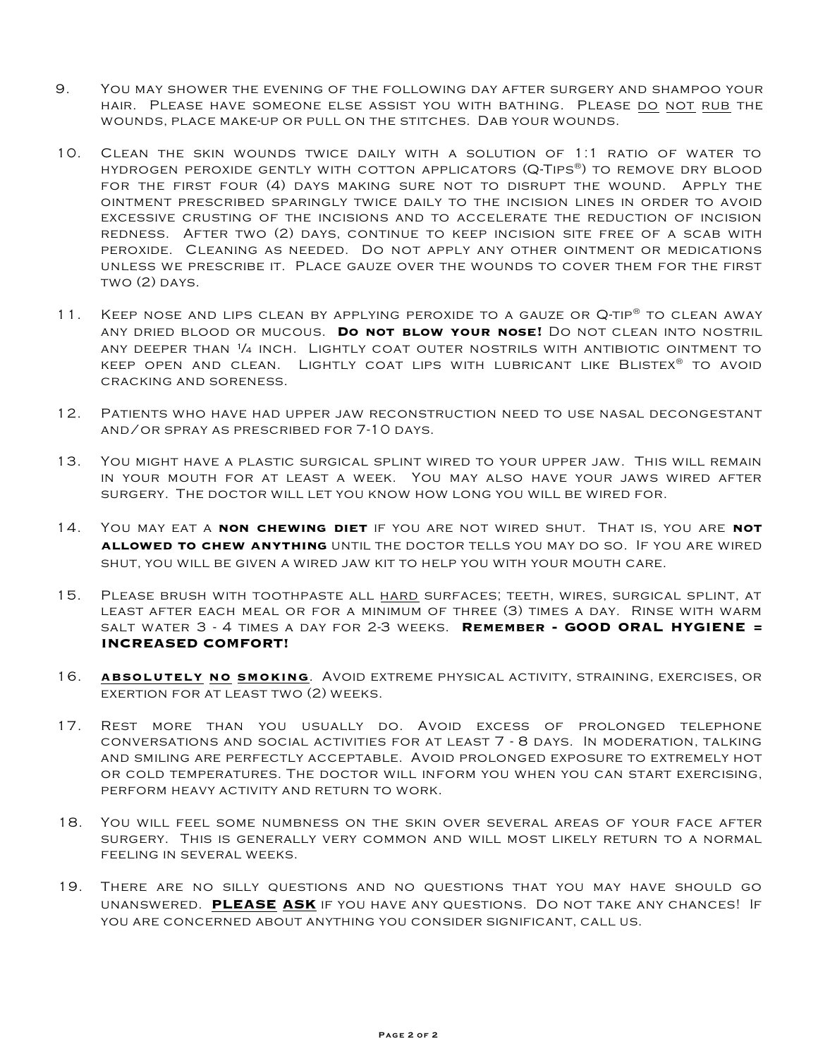9. You may shower the evening of the following day after surgery and shampoo your hair. Please have someone else assist you with bathing. Please do not rub the wounds, place make-up or pull on the stitches. Dab your wounds.

10. Clean the skin wounds twice daily with a solution of 1:1 ratio of water to hydrogen peroxide gently with cotton applicators (Q-Tips®) to remove dry blood for the first four (4) days making sure not to disrupt the wound. Apply the ointment prescribed sparingly twice daily to the incision lines in order to avoid excessive crusting of the incisions and to accelerate the reduction of incision redness. After two (2) days, continue to keep incision site free of a scab with peroxide. Cleaning as needed. Do not apply any other ointment or medications unless we prescribe it. Place gauze over the wounds to cover them for the first two (2) days.

11. Keep nose and lips clean by applying peroxide to a gauze or Q-tip® to clean away any dried blood or mucous. **Do not blow your nose!** Do not clean into nostril any deeper than ¼ inch. Lightly coat outer nostrils with antibiotic ointment to keep open and clean. Lightly coat lips with lubricant like Blistex® to avoid cracking and soreness.

12. Patients who have had upper jaw reconstruction need to use nasal decongestant and/or spray as prescribed for 7-10 days.

13. You might have a plastic surgical splint wired to your upper jaw. This will remain in your mouth for at least a week. You may also have your jaws wired after surgery. The doctor will let you know how long you will be wired for.

14. You may eat a **non chewing diet** if you are not wired shut. That is, you are **not allowed to chew anything** until the doctor tells you may do so. If you are wired shut, you will be given a wired jaw kit to help you with your mouth care.

15. Please brush with toothpaste all hard surfaces; teeth, wires, surgical splint, at least after each meal or for a minimum of three (3) times a day. Rinse with warm salt water 3 - 4 times a day for 2-3 weeks. **Remember - GOOD ORAL HYGIENE = INCREASED COMFORT!**

16. **absolutely no smoking**. Avoid extreme physical activity, straining, exercises, or exertion for at least two (2) weeks.

17. Rest more than you usually do. Avoid excess of prolonged telephone conversations and social activities for at least 7 - 8 days. In moderation, talking and smiling are perfectly acceptable. Avoid prolonged exposure to extremely hot or cold temperatures. The doctor will inform you when you can start exercising, perform heavy activity and return to work.

18. You will feel some numbness on the skin over several areas of your face after surgery. This is generally very common and will most likely return to a normal feeling in several weeks.

19. There are no silly questions and no questions that you may have should go unanswered. **PLEASE ASK** if you have any questions. Do not take any chances! If you are concerned about anything you consider significant, call us.